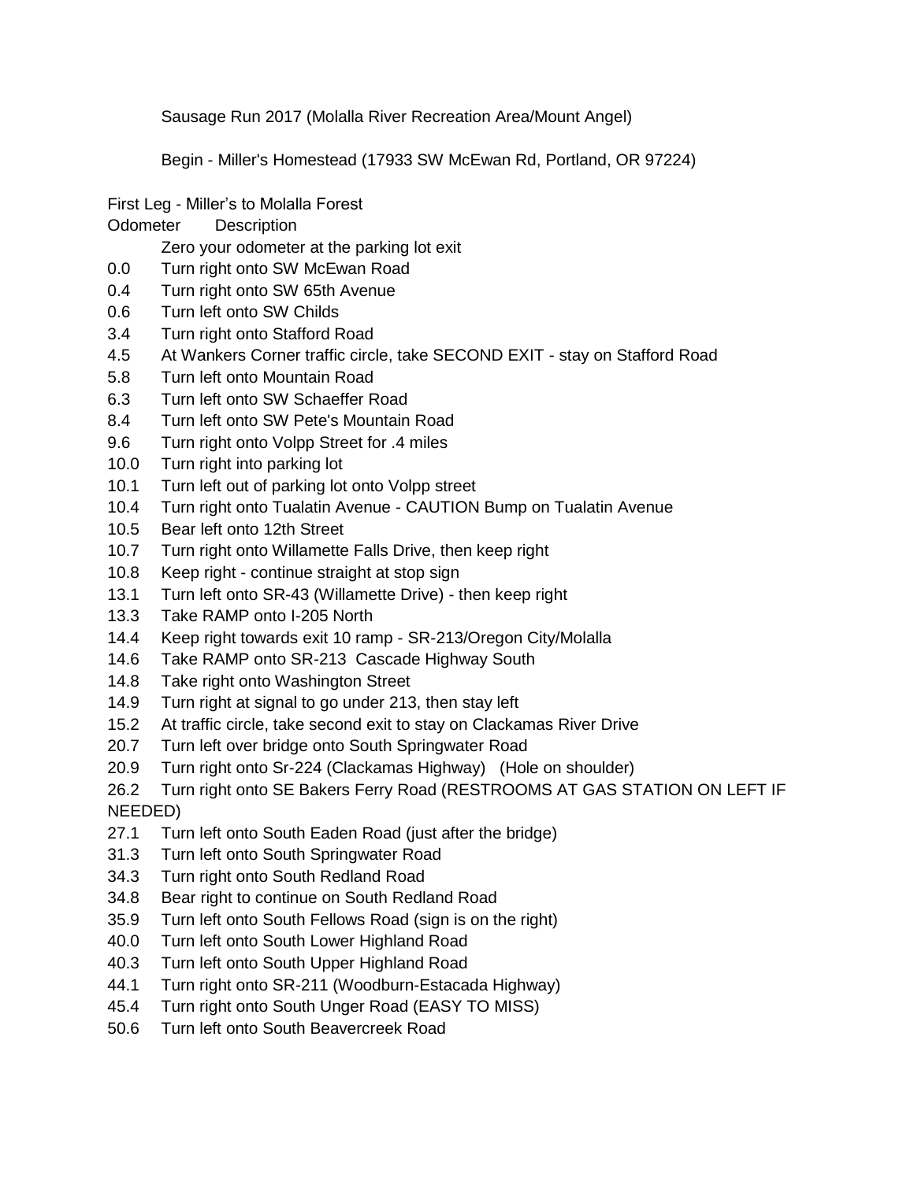Sausage Run 2017 (Molalla River Recreation Area/Mount Angel)

Begin - Miller's Homestead (17933 SW McEwan Rd, Portland, OR 97224)

First Leg - Miller's to Molalla Forest

| Odometer | Description |
|---|---|
| | Zero your odometer at the parking lot exit |
| 0.0 | Turn right onto SW McEwan Road |
| 0.4 | Turn right onto SW 65th Avenue |
| 0.6 | Turn left onto SW Childs |
| 3.4 | Turn right onto Stafford Road |
| 4.5 | At Wankers Corner traffic circle, take SECOND EXIT - stay on Stafford Road |
| 5.8 | Turn left onto Mountain Road |
| 6.3 | Turn left onto SW Schaeffer Road |
| 8.4 | Turn left onto SW Pete's Mountain Road |
| 9.6 | Turn right onto Volpp Street for .4 miles |
| 10.0 | Turn right into parking lot |
| 10.1 | Turn left out of parking lot onto Volpp street |
| 10.4 | Turn right onto Tualatin Avenue - CAUTION Bump on Tualatin Avenue |
| 10.5 | Bear left onto 12th Street |
| 10.7 | Turn right onto Willamette Falls Drive, then keep right |
| 10.8 | Keep right - continue straight at stop sign |
| 13.1 | Turn left onto SR-43 (Willamette Drive) - then keep right |
| 13.3 | Take RAMP onto I-205 North |
| 14.4 | Keep right towards exit 10 ramp - SR-213/Oregon City/Molalla |
| 14.6 | Take RAMP onto SR-213 Cascade Highway South |
| 14.8 | Take right onto Washington Street |
| 14.9 | Turn right at signal to go under 213, then stay left |
| 15.2 | At traffic circle, take second exit to stay on Clackamas River Drive |
| 20.7 | Turn left over bridge onto South Springwater Road |
| 20.9 | Turn right onto Sr-224 (Clackamas Highway) (Hole on shoulder) |
| 26.2 | Turn right onto SE Bakers Ferry Road (RESTROOMS AT GAS STATION ON LEFT IF NEEDED) |
| 27.1 | Turn left onto South Eaden Road (just after the bridge) |
| 31.3 | Turn left onto South Springwater Road |
| 34.3 | Turn right onto South Redland Road |
| 34.8 | Bear right to continue on South Redland Road |
| 35.9 | Turn left onto South Fellows Road (sign is on the right) |
| 40.0 | Turn left onto South Lower Highland Road |
| 40.3 | Turn left onto South Upper Highland Road |
| 44.1 | Turn right onto SR-211 (Woodburn-Estacada Highway) |
| 45.4 | Turn right onto South Unger Road (EASY TO MISS) |
| 50.6 | Turn left onto South Beavercreek Road |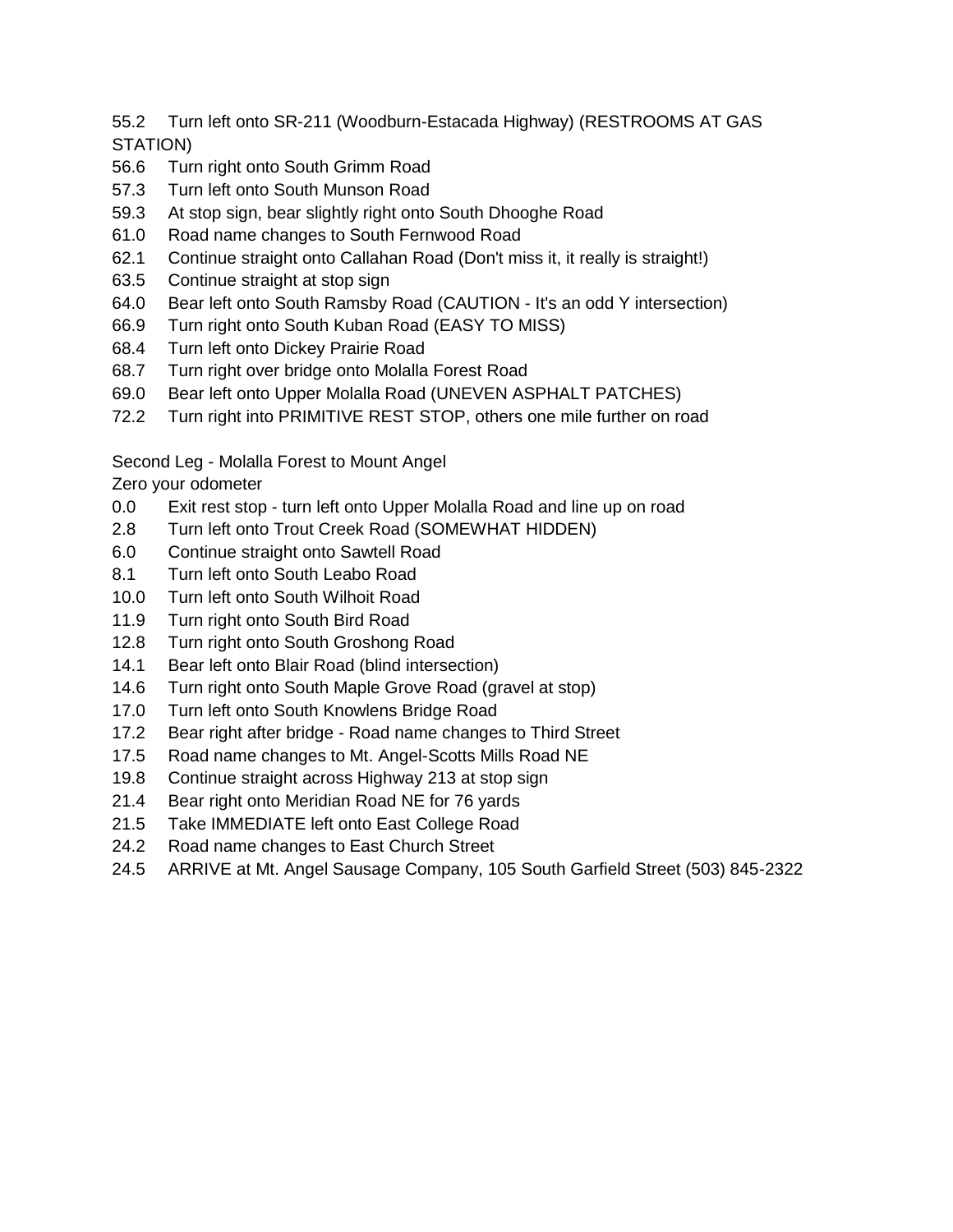55.2 Turn left onto SR-211 (Woodburn-Estacada Highway) (RESTROOMS AT GAS STATION)
56.6 Turn right onto South Grimm Road
57.3 Turn left onto South Munson Road
59.3 At stop sign, bear slightly right onto South Dhooghe Road
61.0 Road name changes to South Fernwood Road
62.1 Continue straight onto Callahan Road (Don't miss it, it really is straight!)
63.5 Continue straight at stop sign
64.0 Bear left onto South Ramsby Road (CAUTION - It's an odd Y intersection)
66.9 Turn right onto South Kuban Road (EASY TO MISS)
68.4 Turn left onto Dickey Prairie Road
68.7 Turn right over bridge onto Molalla Forest Road
69.0 Bear left onto Upper Molalla Road (UNEVEN ASPHALT PATCHES)
72.2 Turn right into PRIMITIVE REST STOP, others one mile further on road

Second Leg - Molalla Forest to Mount Angel

Zero your odometer

0.0 Exit rest stop - turn left onto Upper Molalla Road and line up on road
2.8 Turn left onto Trout Creek Road (SOMEWHAT HIDDEN)
6.0 Continue straight onto Sawtell Road
8.1 Turn left onto South Leabo Road
10.0 Turn left onto South Wilhoit Road
11.9 Turn right onto South Bird Road
12.8 Turn right onto South Groshong Road
14.1 Bear left onto Blair Road (blind intersection)
14.6 Turn right onto South Maple Grove Road (gravel at stop)
17.0 Turn left onto South Knowlens Bridge Road
17.2 Bear right after bridge - Road name changes to Third Street
17.5 Road name changes to Mt. Angel-Scotts Mills Road NE
19.8 Continue straight across Highway 213 at stop sign
21.4 Bear right onto Meridian Road NE for 76 yards
21.5 Take IMMEDIATE left onto East College Road
24.2 Road name changes to East Church Street
24.5 ARRIVE at Mt. Angel Sausage Company, 105 South Garfield Street (503) 845-2322